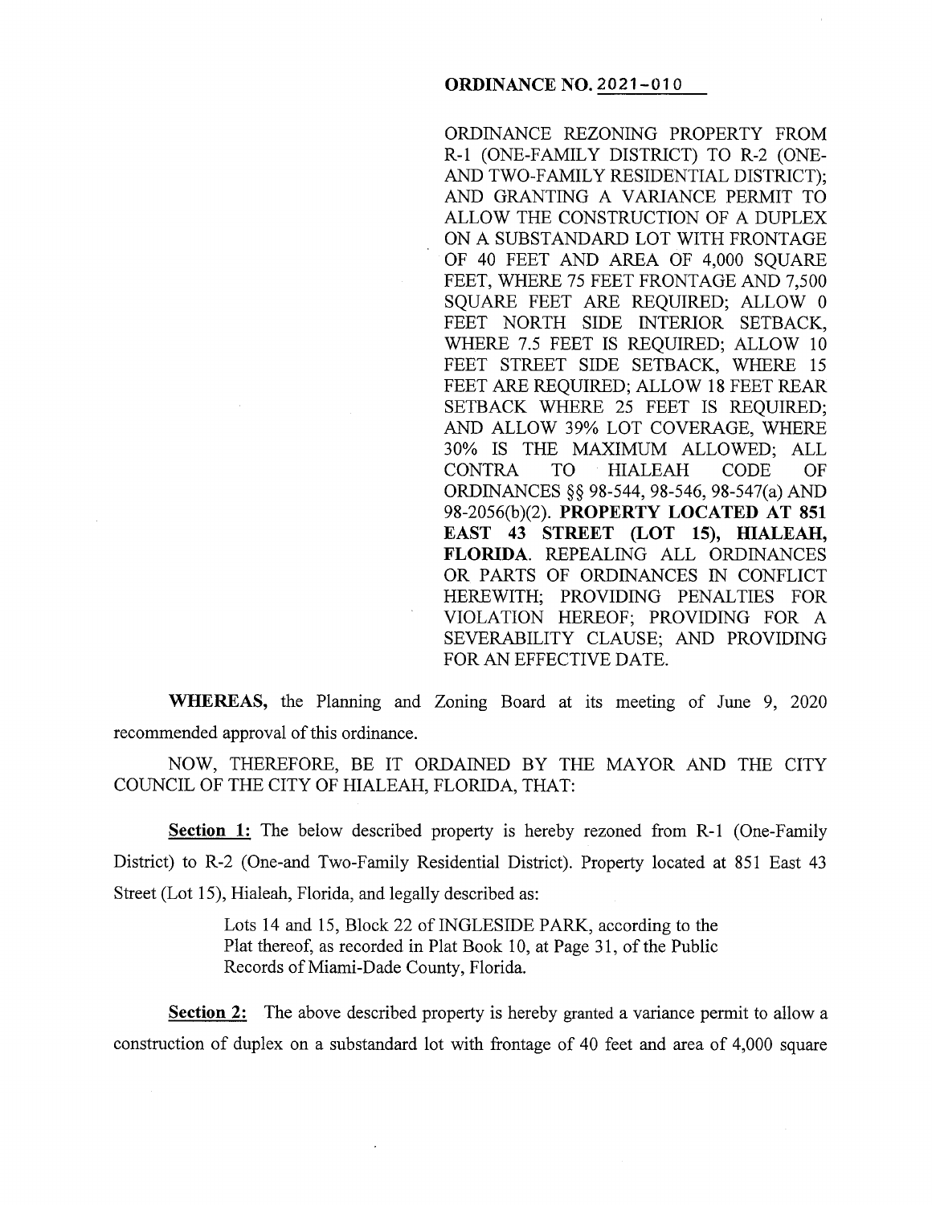**ORDINANCE NO. 2021-010**

ORDINANCE REZONING PROPERTY FROM R-1 (ONE-FAMILY DISTRICT) TO R-2 (ONE-AND TWO-FAMILY RESIDENTIAL DISTRICT); AND GRANTING A VARIANCE PERMIT TO ALLOW THE CONSTRUCTION OF A DUPLEX ON A SUBSTANDARD LOT WITH FRONTAGE OF 40 FEET AND AREA OF 4,000 SQUARE FEET, WHERE 75 FEET FRONTAGE AND 7,500 SQUARE FEET ARE REQUIRED; ALLOW 0 FEET NORTH SIDE INTERIOR SETBACK, WHERE 7.5 FEET IS REQUIRED; ALLOW 10 FEET STREET SIDE SETBACK, WHERE 15 FEET ARE REQUIRED; ALLOW 18 FEET REAR SETBACK WHERE 25 FEET IS REQUIRED; AND ALLOW 39% LOT COVERAGE, WHERE 30% IS THE MAXIMUM ALLOWED; ALL CONTRA TO HIALEAH CODE OF ORDINANCES §§ 98-544, 98-546, 98-547(a) AND 98-2056(b)(2). **PROPERTY LOCATED AT 851 EAST 43 STREET (LOT 15), HIALEAH, FLORIDA**. REPEALING ALL ORDINANCES OR PARTS OF ORDINANCES IN CONFLICT HEREWITH; PROVIDING PENALTIES FOR VIOLATION HEREOF; PROVIDING FOR A SEVERABILITY CLAUSE; AND PROVIDING FOR AN EFFECTIVE DATE.

**WHEREAS,** the Planning and Zoning Board at its meeting of June 9, 2020 recommended approval of this ordinance.

NOW, THEREFORE, BE IT ORDAINED BY THE MAYOR AND THE CITY COUNCIL OF THE CITY OF HIALEAH, FLORIDA, THAT:

**Section 1:** The below described property is hereby rezoned from R-1 (One-Family District) to R-2 (One-and Two-Family Residential District). Property located at 851 East 43 Street (Lot 15), Hialeah, Florida, and legally described as:

> Lots 14 and 15, Block 22 of INGLESIDE PARK, according to the Plat thereof, as recorded in Plat Book 10, at Page 31, of the Public Records of Miami-Dade County, Florida.

**Section 2:** The above described property is hereby granted a variance permit to allow a construction of duplex on a substandard lot with frontage of 40 feet and area of 4,000 square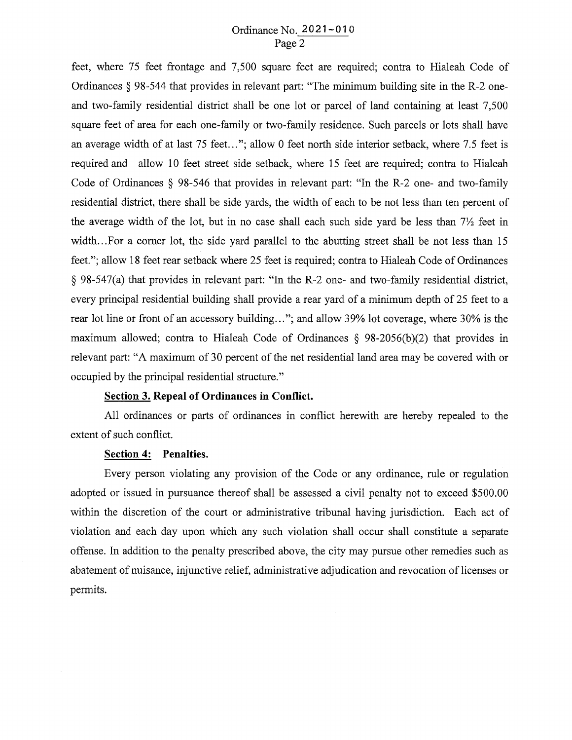feet, where 75 feet frontage and 7,500 square feet are required; contra to Hialeah Code of Ordinances § 98-544 that provides in relevant part: "The minimum building site in the R-2 one- and two-family residential district shall be one lot or parcel of land containing at least 7,500 square feet of area for each one-family or two-family residence. Such parcels or lots shall have an average width of at last 75 feet..."; allow 0 feet north side interior setback, where 7.5 feet is required and allow 10 feet street side setback, where 15 feet are required; contra to Hialeah Code of Ordinances § 98-546 that provides in relevant part: "In the R-2 one- and two-family residential district, there shall be side yards, the width of each to be not less than ten percent of the average width of the lot, but in no case shall each such side yard be less than 7½ feet in width...For a corner lot, the side yard parallel to the abutting street shall be not less than 15 feet."; allow 18 feet rear setback where 25 feet is required; contra to Hialeah Code of Ordinances § 98-547(a) that provides in relevant part: "In the R-2 one- and two-family residential district, every principal residential building shall provide a rear yard of a minimum depth of 25 feet to a rear lot line or front of an accessory building..."; and allow 39% lot coverage, where 30% is the maximum allowed; contra to Hialeah Code of Ordinances § 98-2056(b)(2) that provides in relevant part: "A maximum of 30 percent of the net residential land area may be covered with or occupied by the principal residential structure."

**Section 3. Repeal of Ordinances in Conflict.**

All ordinances or parts of ordinances in conflict herewith are hereby repealed to the extent of such conflict.

**Section 4: Penalties.**

Every person violating any provision of the Code or any ordinance, rule or regulation adopted or issued in pursuance thereof shall be assessed a civil penalty not to exceed $500.00 within the discretion of the court or administrative tribunal having jurisdiction. Each act of violation and each day upon which any such violation shall occur shall constitute a separate offense. In addition to the penalty prescribed above, the city may pursue other remedies such as abatement of nuisance, injunctive relief, administrative adjudication and revocation of licenses or permits.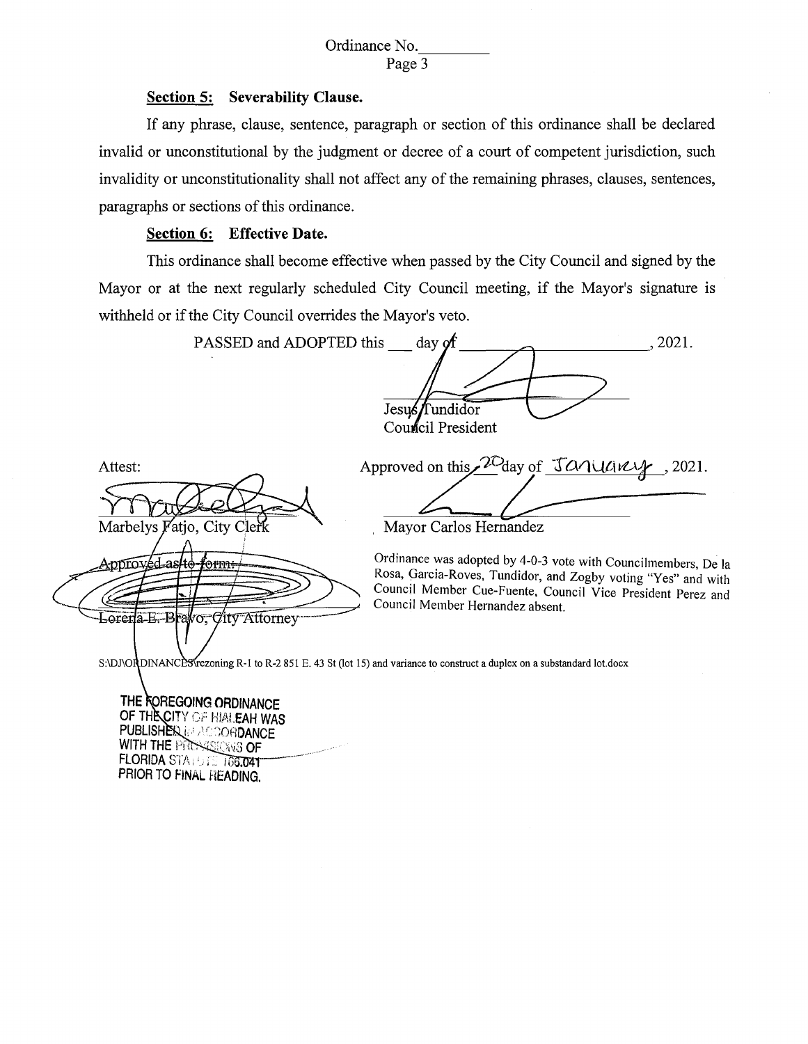Ordinance No.________

**Section 5: Severability Clause.**

If any phrase, clause, sentence, paragraph or section of this ordinance shall be declared invalid or unconstitutional by the judgment or decree of a court of competent jurisdiction, such invalidity or unconstitutionality shall not affect any of the remaining phrases, clauses, sentences, paragraphs or sections of this ordinance.

**Section 6: Effective Date.**

This ordinance shall become effective when passed by the City Council and signed by the Mayor or at the next regularly scheduled City Council meeting, if the Mayor's signature is withheld or if the City Council overrides the Mayor's veto.

PASSED and ADOPTED this ___ day of ______________________, 2021.

Jesus Tundidor
Council President

Attest:

Marbelys Fatjo, City Clerk

Approved on this 20 day of January, 2021.

Mayor Carlos Hernandez

Approved as to form:

Lorena E. Bravo, City Attorney

Ordinance was adopted by 4-0-3 vote with Councilmembers, De la Rosa, Garcia-Roves, Tundidor, and Zogby voting "Yes" and with Council Member Cue-Fuente, Council Vice President Perez and Council Member Hernandez absent.

S:\DJ\ORDINANCES\rezoning R-1 to R-2 851 E. 43 St (lot 15) and variance to construct a duplex on a substandard lot.docx

THE FOREGOING ORDINANCE OF THE CITY OF HIALEAH WAS PUBLISHED IN ACCORDANCE WITH THE PROVISIONS OF FLORIDA STATUTE 166.041 PRIOR TO FINAL READING.